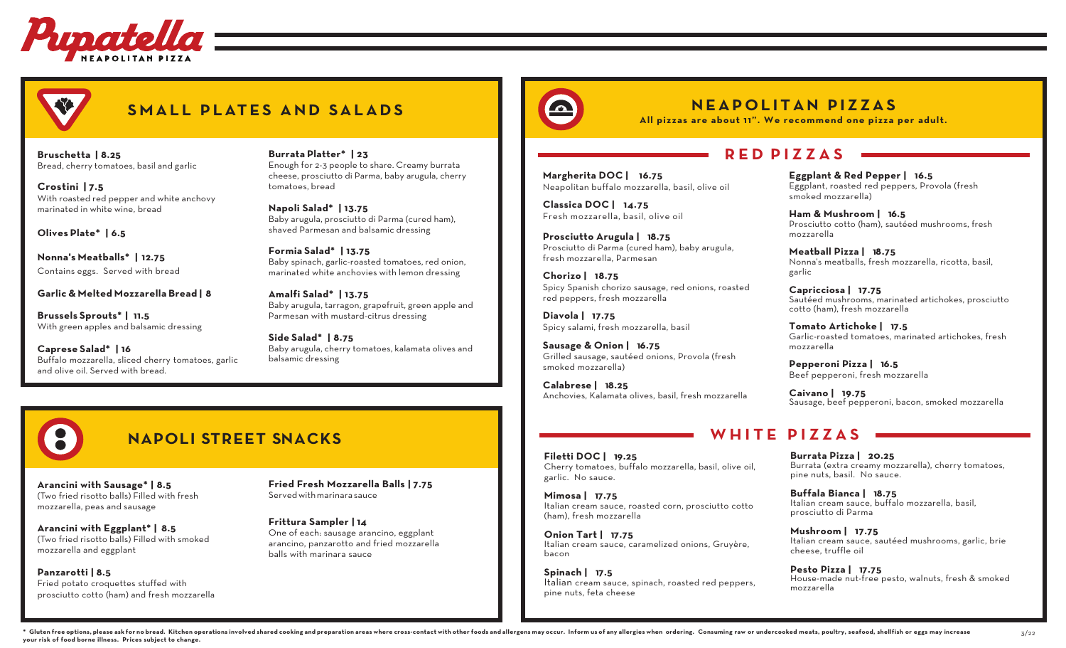# Pupatella

NEAPOLITAN PIZZA

## SMALL PLATES AND SALADS

**Bruschetta | 8.25**
Bread, cherry tomatoes, basil and garlic

**Crostini | 7.5**
With roasted red pepper and white anchovy marinated in white wine, bread

**Olives Plate* | 6.5**

**Nonna's Meatballs* | 12.75**
Contains eggs. Served with bread

**Garlic & Melted Mozzarella Bread | 8**

**Brussels Sprouts* | 11.5**
With green apples and balsamic dressing

**Caprese Salad* | 16**
Buffalo mozzarella, sliced cherry tomatoes, garlic and olive oil. Served with bread.

**Burrata Platter* | 23**
Enough for 2-3 people to share. Creamy burrata cheese, prosciutto di Parma, baby arugula, cherry tomatoes, bread

**Napoli Salad* | 13.75**
Baby arugula, prosciutto di Parma (cured ham), shaved Parmesan and balsamic dressing

**Formia Salad* | 13.75**
Baby spinach, garlic-roasted tomatoes, red onion, marinated white anchovies with lemon dressing

**Amalfi Salad* | 13.75**
Baby arugula, tarragon, grapefruit, green apple and Parmesan with mustard-citrus dressing

**Side Salad* | 8.75**
Baby arugula, cherry tomatoes, kalamata olives and balsamic dressing

## NAPOLI STREET SNACKS

**Arancini with Sausage* | 8.5**
(Two fried risotto balls) Filled with fresh mozzarella, peas and sausage

**Arancini with Eggplant* | 8.5**
(Two fried risotto balls) Filled with smoked mozzarella and eggplant

**Panzarotti | 8.5**
Fried potato croquettes stuffed with prosciutto cotto (ham) and fresh mozzarella

**Fried Fresh Mozzarella Balls | 7.75**
Served with marinara sauce

**Frittura Sampler | 14**
One of each: sausage arancino, eggplant arancino, panzarotto and fried mozzarella balls with marinara sauce

## NEAPOLITAN PIZZAS

**All pizzas are about 11". We recommend one pizza per adult.**

### RED PIZZAS

**Margherita DOC | 16.75**
Neapolitan buffalo mozzarella, basil, olive oil

**Classica DOC | 14.75**
Fresh mozzarella, basil, olive oil

**Prosciutto Arugula | 18.75**
Prosciutto di Parma (cured ham), baby arugula, fresh mozzarella, Parmesan

**Chorizo | 18.75**
Spicy Spanish chorizo sausage, red onions, roasted red peppers, fresh mozzarella

**Diavola | 17.75**
Spicy salami, fresh mozzarella, basil

**Sausage & Onion | 16.75**
Grilled sausage, sautéed onions, Provola (fresh smoked mozzarella)

**Calabrese | 18.25**
Anchovies, Kalamata olives, basil, fresh mozzarella

**Eggplant & Red Pepper | 16.5**
Eggplant, roasted red peppers, Provola (fresh smoked mozzarella)

**Ham & Mushroom | 16.5**
Prosciutto cotto (ham), sautéed mushrooms, fresh mozzarella

**Meatball Pizza | 18.75**
Nonna's meatballs, fresh mozzarella, ricotta, basil, garlic

**Capricciosa | 17.75**
Sautéed mushrooms, marinated artichokes, prosciutto cotto (ham), fresh mozzarella

**Tomato Artichoke | 17.5**
Garlic-roasted tomatoes, marinated artichokes, fresh mozzarella

**Pepperoni Pizza | 16.5**
Beef pepperoni, fresh mozzarella

**Caivano | 19.75**
Sausage, beef pepperoni, bacon, smoked mozzarella

### WHITE PIZZAS

**Filetti DOC | 19.25**
Cherry tomatoes, buffalo mozzarella, basil, olive oil, garlic. No sauce.

**Mimosa | 17.75**
Italian cream sauce, roasted corn, prosciutto cotto (ham), fresh mozzarella

**Onion Tart | 17.75**
Italian cream sauce, caramelized onions, Gruyère, bacon

**Spinach | 17.5**
Italian cream sauce, spinach, roasted red peppers, pine nuts, feta cheese

**Burrata Pizza | 20.25**
Burrata (extra creamy mozzarella), cherry tomatoes, pine nuts, basil. No sauce.

**Buffala Bianca | 18.75**
Italian cream sauce, buffalo mozzarella, basil, prosciutto di Parma

**Mushroom | 17.75**
Italian cream sauce, sautéed mushrooms, garlic, brie cheese, truffle oil

**Pesto Pizza | 17.75**
House-made nut-free pesto, walnuts, fresh & smoked mozzarella

**\* Gluten free options, please ask for no bread. Kitchen operations involved shared cooking and preparation areas where cross-contact with other foods and allergens may occur. Inform us of any allergies when ordering. Consuming raw or undercooked meats, poultry, seafood, shellfish or eggs may increase your risk of food borne illness. Prices subject to change.**

3/22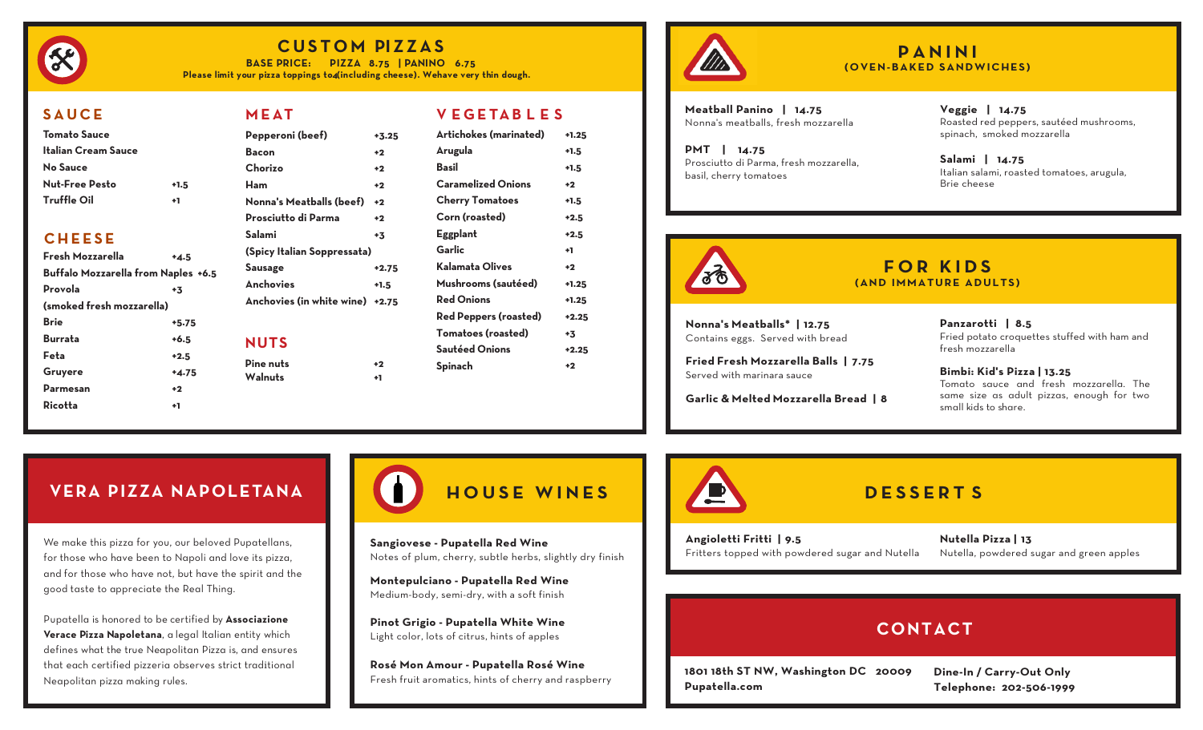# CUSTOM PIZZAS

BASE PRICE: PIZZA 8.75 | PANINO 6.75

Please limit your pizza toppings to 4 (including cheese). We have very thin dough.

## SAUCE

| | |
|---|---|
| Tomato Sauce | |
| Italian Cream Sauce | |
| No Sauce | |
| Nut-Free Pesto | +1.5 |
| Truffle Oil | +1 |

## CHEESE

| | |
|---|---|
| Fresh Mozzarella | +4.5 |
| Buffalo Mozzarella from Naples | +6.5 |
| Provola (smoked fresh mozzarella) | +3 |
| Brie | +5.75 |
| Burrata | +6.5 |
| Feta | +2.5 |
| Gruyere | +4.75 |
| Parmesan | +2 |
| Ricotta | +1 |

## MEAT

| | |
|---|---|
| Pepperoni (beef) | +3.25 |
| Bacon | +2 |
| Chorizo | +2 |
| Ham | +2 |
| Nonna's Meatballs (beef) | +2 |
| Prosciutto di Parma | +2 |
| Salami (Spicy Italian Soppressata) | +3 |
| Sausage | +2.75 |
| Anchovies | +1.5 |
| Anchovies (in white wine) | +2.75 |

## NUTS

| | |
|---|---|
| Pine nuts | +2 |
| Walnuts | +1 |

## VEGETABLES

| | |
|---|---|
| Artichokes (marinated) | +1.25 |
| Arugula | +1.5 |
| Basil | +1.5 |
| Caramelized Onions | +2 |
| Cherry Tomatoes | +1.5 |
| Corn (roasted) | +2.5 |
| Eggplant | +2.5 |
| Garlic | +1 |
| Kalamata Olives | +2 |
| Mushrooms (sautéed) | +1.25 |
| Red Onions | +1.25 |
| Red Peppers (roasted) | +2.25 |
| Tomatoes (roasted) | +3 |
| Sautéed Onions | +2.25 |
| Spinach | +2 |

# PANINI

## (OVEN-BAKED SANDWICHES)

**Meatball Panino | 14.75**
Nonna's meatballs, fresh mozzarella

**PMT | 14.75**
Prosciutto di Parma, fresh mozzarella, basil, cherry tomatoes

**Veggie | 14.75**
Roasted red peppers, sautéed mushrooms, spinach, smoked mozzarella

**Salami | 14.75**
Italian salami, roasted tomatoes, arugula, Brie cheese

# FOR KIDS

## (AND IMMATURE ADULTS)

**Nonna's Meatballs* | 12.75**
Contains eggs. Served with bread

**Fried Fresh Mozzarella Balls | 7.75**
Served with marinara sauce

**Garlic & Melted Mozzarella Bread | 8**

**Panzarotti | 8.5**
Fried potato croquettes stuffed with ham and fresh mozzarella

**Bimbi: Kid's Pizza | 13.25**
Tomato sauce and fresh mozzarella. The same size as adult pizzas, enough for two small kids to share.

# VERA PIZZA NAPOLETANA

We make this pizza for you, our beloved Pupatellans, for those who have been to Napoli and love its pizza, and for those who have not, but have the spirit and the good taste to appreciate the Real Thing.

Pupatella is honored to be certified by **Associazione Verace Pizza Napoletana**, a legal Italian entity which defines what the true Neopolitan Pizza is, and ensures that each certified pizzeria observes strict traditional Neapolitan pizza making rules.

# HOUSE WINES

**Sangiovese - Pupatella Red Wine**
Notes of plum, cherry, subtle herbs, slightly dry finish

**Montepulciano - Pupatella Red Wine**
Medium-body, semi-dry, with a soft finish

**Pinot Grigio - Pupatella White Wine**
Light color, lots of citrus, hints of apples

**Rosé Mon Amour - Pupatella Rosé Wine**
Fresh fruit aromatics, hints of cherry and raspberry

# DESSERTS

**Angioletti Fritti | 9.5**
Fritters topped with powdered sugar and Nutella

**Nutella Pizza | 13**
Nutella, powdered sugar and green apples

# CONTACT

**1801 18th ST NW, Washington DC 20009**
**Pupatella.com**

**Dine-In / Carry-Out Only**
**Telephone: 202-506-1999**